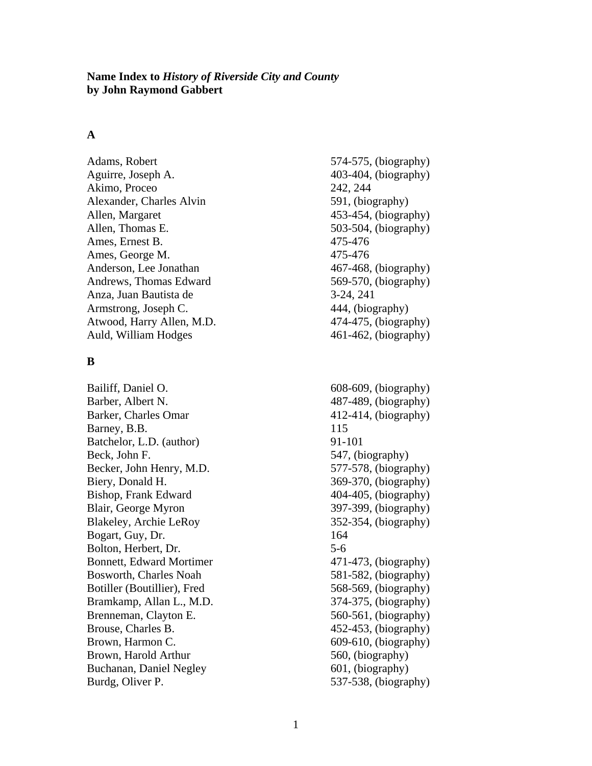**Name Index to *History of Riverside City and County* by John Raymond Gabbert**

## A

| Name | Pages |
| --- | --- |
| Adams, Robert | 574-575, (biography) |
| Aguirre, Joseph A. | 403-404, (biography) |
| Akimo, Proceo | 242, 244 |
| Alexander, Charles Alvin | 591, (biography) |
| Allen, Margaret | 453-454, (biography) |
| Allen, Thomas E. | 503-504, (biography) |
| Ames, Ernest B. | 475-476 |
| Ames, George M. | 475-476 |
| Anderson, Lee Jonathan | 467-468, (biography) |
| Andrews, Thomas Edward | 569-570, (biography) |
| Anza, Juan Bautista de | 3-24, 241 |
| Armstrong, Joseph C. | 444, (biography) |
| Atwood, Harry Allen, M.D. | 474-475, (biography) |
| Auld, William Hodges | 461-462, (biography) |

## B

| Name | Pages |
| --- | --- |
| Bailiff, Daniel O. | 608-609, (biography) |
| Barber, Albert N. | 487-489, (biography) |
| Barker, Charles Omar | 412-414, (biography) |
| Barney, B.B. | 115 |
| Batchelor, L.D. (author) | 91-101 |
| Beck, John F. | 547, (biography) |
| Becker, John Henry, M.D. | 577-578, (biography) |
| Biery, Donald H. | 369-370, (biography) |
| Bishop, Frank Edward | 404-405, (biography) |
| Blair, George Myron | 397-399, (biography) |
| Blakeley, Archie LeRoy | 352-354, (biography) |
| Bogart, Guy, Dr. | 164 |
| Bolton, Herbert, Dr. | 5-6 |
| Bonnett, Edward Mortimer | 471-473, (biography) |
| Bosworth, Charles Noah | 581-582, (biography) |
| Botiller (Boutillier), Fred | 568-569, (biography) |
| Bramkamp, Allan L., M.D. | 374-375, (biography) |
| Brenneman, Clayton E. | 560-561, (biography) |
| Brouse, Charles B. | 452-453, (biography) |
| Brown, Harmon C. | 609-610, (biography) |
| Brown, Harold Arthur | 560, (biography) |
| Buchanan, Daniel Negley | 601, (biography) |
| Burdg, Oliver P. | 537-538, (biography) |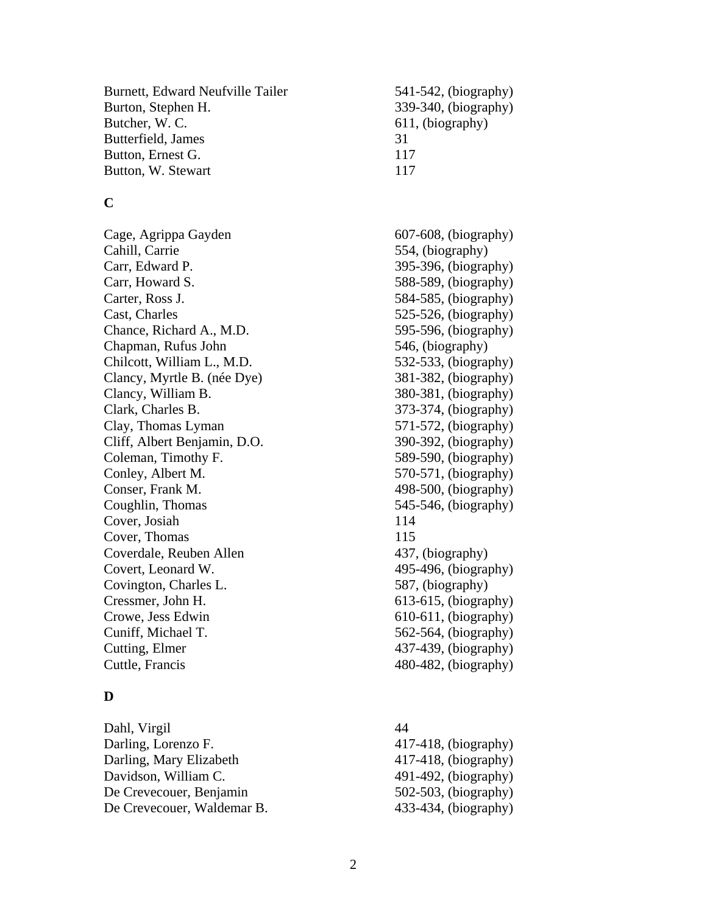| | |
|---|---|
| Burnett, Edward Neufville Tailer | 541-542, (biography) |
| Burton, Stephen H. | 339-340, (biography) |
| Butcher, W. C. | 611, (biography) |
| Butterfield, James | 31 |
| Button, Ernest G. | 117 |
| Button, W. Stewart | 117 |

## C

| | |
|---|---|
| Cage, Agrippa Gayden | 607-608, (biography) |
| Cahill, Carrie | 554, (biography) |
| Carr, Edward P. | 395-396, (biography) |
| Carr, Howard S. | 588-589, (biography) |
| Carter, Ross J. | 584-585, (biography) |
| Cast, Charles | 525-526, (biography) |
| Chance, Richard A., M.D. | 595-596, (biography) |
| Chapman, Rufus John | 546, (biography) |
| Chilcott, William L., M.D. | 532-533, (biography) |
| Clancy, Myrtle B. (née Dye) | 381-382, (biography) |
| Clancy, William B. | 380-381, (biography) |
| Clark, Charles B. | 373-374, (biography) |
| Clay, Thomas Lyman | 571-572, (biography) |
| Cliff, Albert Benjamin, D.O. | 390-392, (biography) |
| Coleman, Timothy F. | 589-590, (biography) |
| Conley, Albert M. | 570-571, (biography) |
| Conser, Frank M. | 498-500, (biography) |
| Coughlin, Thomas | 545-546, (biography) |
| Cover, Josiah | 114 |
| Cover, Thomas | 115 |
| Coverdale, Reuben Allen | 437, (biography) |
| Covert, Leonard W. | 495-496, (biography) |
| Covington, Charles L. | 587, (biography) |
| Cressmer, John H. | 613-615, (biography) |
| Crowe, Jess Edwin | 610-611, (biography) |
| Cuniff, Michael T. | 562-564, (biography) |
| Cutting, Elmer | 437-439, (biography) |
| Cuttle, Francis | 480-482, (biography) |

## D

| | |
|---|---|
| Dahl, Virgil | 44 |
| Darling, Lorenzo F. | 417-418, (biography) |
| Darling, Mary Elizabeth | 417-418, (biography) |
| Davidson, William C. | 491-492, (biography) |
| De Crevecouer, Benjamin | 502-503, (biography) |
| De Crevecouer, Waldemar B. | 433-434, (biography) |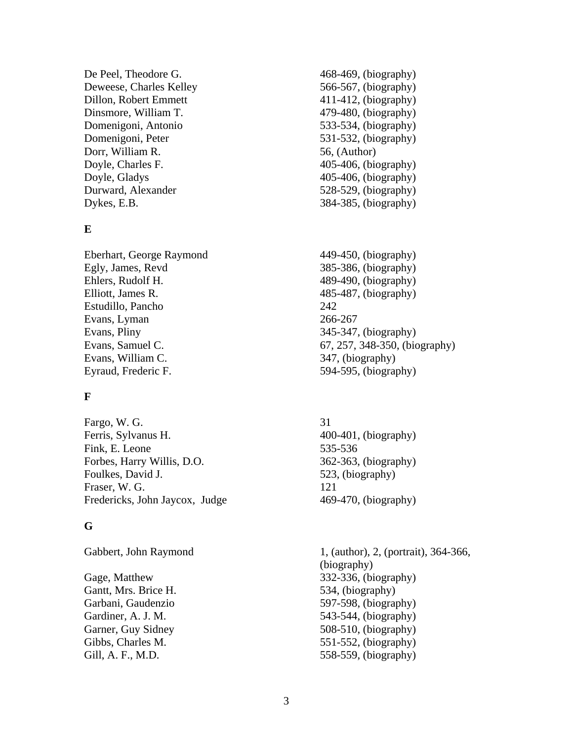| | |
|---|---|
| De Peel, Theodore G. | 468-469, (biography) |
| Deweese, Charles Kelley | 566-567, (biography) |
| Dillon, Robert Emmett | 411-412, (biography) |
| Dinsmore, William T. | 479-480, (biography) |
| Domenigoni, Antonio | 533-534, (biography) |
| Domenigoni, Peter | 531-532, (biography) |
| Dorr, William R. | 56, (Author) |
| Doyle, Charles F. | 405-406, (biography) |
| Doyle, Gladys | 405-406, (biography) |
| Durward, Alexander | 528-529, (biography) |
| Dykes, E.B. | 384-385, (biography) |

**E**

| | |
|---|---|
| Eberhart, George Raymond | 449-450, (biography) |
| Egly, James, Revd | 385-386, (biography) |
| Ehlers, Rudolf H. | 489-490, (biography) |
| Elliott, James R. | 485-487, (biography) |
| Estudillo, Pancho | 242 |
| Evans, Lyman | 266-267 |
| Evans, Pliny | 345-347, (biography) |
| Evans, Samuel C. | 67, 257, 348-350, (biography) |
| Evans, William C. | 347, (biography) |
| Eyraud, Frederic F. | 594-595, (biography) |

**F**

| | |
|---|---|
| Fargo, W. G. | 31 |
| Ferris, Sylvanus H. | 400-401, (biography) |
| Fink, E. Leone | 535-536 |
| Forbes, Harry Willis, D.O. | 362-363, (biography) |
| Foulkes, David J. | 523, (biography) |
| Fraser, W. G. | 121 |
| Fredericks, John Jaycox, Judge | 469-470, (biography) |

**G**

| | |
|---|---|
| Gabbert, John Raymond | 1, (author), 2, (portrait), 364-366, (biography) |
| Gage, Matthew | 332-336, (biography) |
| Gantt, Mrs. Brice H. | 534, (biography) |
| Garbani, Gaudenzio | 597-598, (biography) |
| Gardiner, A. J. M. | 543-544, (biography) |
| Garner, Guy Sidney | 508-510, (biography) |
| Gibbs, Charles M. | 551-552, (biography) |
| Gill, A. F., M.D. | 558-559, (biography) |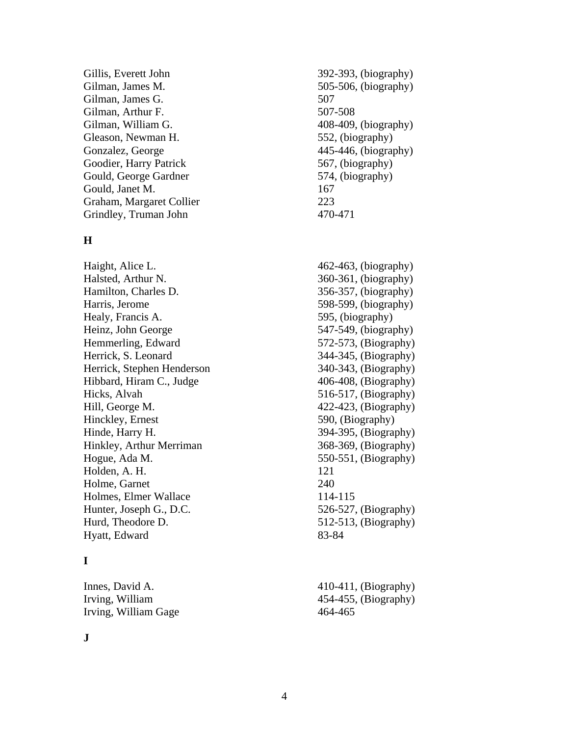| | |
|---|---|
| Gillis, Everett John | 392-393, (biography) |
| Gilman, James M. | 505-506, (biography) |
| Gilman, James G. | 507 |
| Gilman, Arthur F. | 507-508 |
| Gilman, William G. | 408-409, (biography) |
| Gleason, Newman H. | 552, (biography) |
| Gonzalez, George | 445-446, (biography) |
| Goodier, Harry Patrick | 567, (biography) |
| Gould, George Gardner | 574, (biography) |
| Gould, Janet M. | 167 |
| Graham, Margaret Collier | 223 |
| Grindley, Truman John | 470-471 |

**H**

| | |
|---|---|
| Haight, Alice L. | 462-463, (biography) |
| Halsted, Arthur N. | 360-361, (biography) |
| Hamilton, Charles D. | 356-357, (biography) |
| Harris, Jerome | 598-599, (biography) |
| Healy, Francis A. | 595, (biography) |
| Heinz, John George | 547-549, (biography) |
| Hemmerling, Edward | 572-573, (Biography) |
| Herrick, S. Leonard | 344-345, (Biography) |
| Herrick, Stephen Henderson | 340-343, (Biography) |
| Hibbard, Hiram C., Judge | 406-408, (Biography) |
| Hicks, Alvah | 516-517, (Biography) |
| Hill, George M. | 422-423, (Biography) |
| Hinckley, Ernest | 590, (Biography) |
| Hinde, Harry H. | 394-395, (Biography) |
| Hinkley, Arthur Merriman | 368-369, (Biography) |
| Hogue, Ada M. | 550-551, (Biography) |
| Holden, A. H. | 121 |
| Holme, Garnet | 240 |
| Holmes, Elmer Wallace | 114-115 |
| Hunter, Joseph G., D.C. | 526-527, (Biography) |
| Hurd, Theodore D. | 512-513, (Biography) |
| Hyatt, Edward | 83-84 |

**I**

| | |
|---|---|
| Innes, David A. | 410-411, (Biography) |
| Irving, William | 454-455, (Biography) |
| Irving, William Gage | 464-465 |

**J**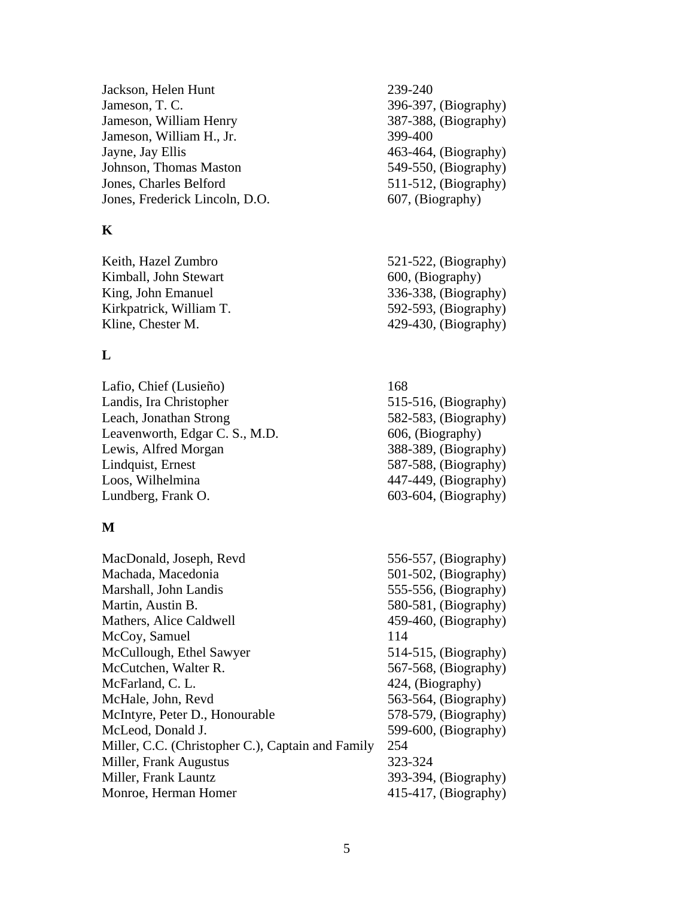| | |
|---|---|
| Jackson, Helen Hunt | 239-240 |
| Jameson, T. C. | 396-397, (Biography) |
| Jameson, William Henry | 387-388, (Biography) |
| Jameson, William H., Jr. | 399-400 |
| Jayne, Jay Ellis | 463-464, (Biography) |
| Johnson, Thomas Maston | 549-550, (Biography) |
| Jones, Charles Belford | 511-512, (Biography) |
| Jones, Frederick Lincoln, D.O. | 607, (Biography) |

**K**

| | |
|---|---|
| Keith, Hazel Zumbro | 521-522, (Biography) |
| Kimball, John Stewart | 600, (Biography) |
| King, John Emanuel | 336-338, (Biography) |
| Kirkpatrick, William T. | 592-593, (Biography) |
| Kline, Chester M. | 429-430, (Biography) |

**L**

| | |
|---|---|
| Lafio, Chief (Lusieño) | 168 |
| Landis, Ira Christopher | 515-516, (Biography) |
| Leach, Jonathan Strong | 582-583, (Biography) |
| Leavenworth, Edgar C. S., M.D. | 606, (Biography) |
| Lewis, Alfred Morgan | 388-389, (Biography) |
| Lindquist, Ernest | 587-588, (Biography) |
| Loos, Wilhelmina | 447-449, (Biography) |
| Lundberg, Frank O. | 603-604, (Biography) |

**M**

| | |
|---|---|
| MacDonald, Joseph, Revd | 556-557, (Biography) |
| Machada, Macedonia | 501-502, (Biography) |
| Marshall, John Landis | 555-556, (Biography) |
| Martin, Austin B. | 580-581, (Biography) |
| Mathers, Alice Caldwell | 459-460, (Biography) |
| McCoy, Samuel | 114 |
| McCullough, Ethel Sawyer | 514-515, (Biography) |
| McCutchen, Walter R. | 567-568, (Biography) |
| McFarland, C. L. | 424, (Biography) |
| McHale, John, Revd | 563-564, (Biography) |
| McIntyre, Peter D., Honourable | 578-579, (Biography) |
| McLeod, Donald J. | 599-600, (Biography) |
| Miller, C.C. (Christopher C.), Captain and Family | 254 |
| Miller, Frank Augustus | 323-324 |
| Miller, Frank Launtz | 393-394, (Biography) |
| Monroe, Herman Homer | 415-417, (Biography) |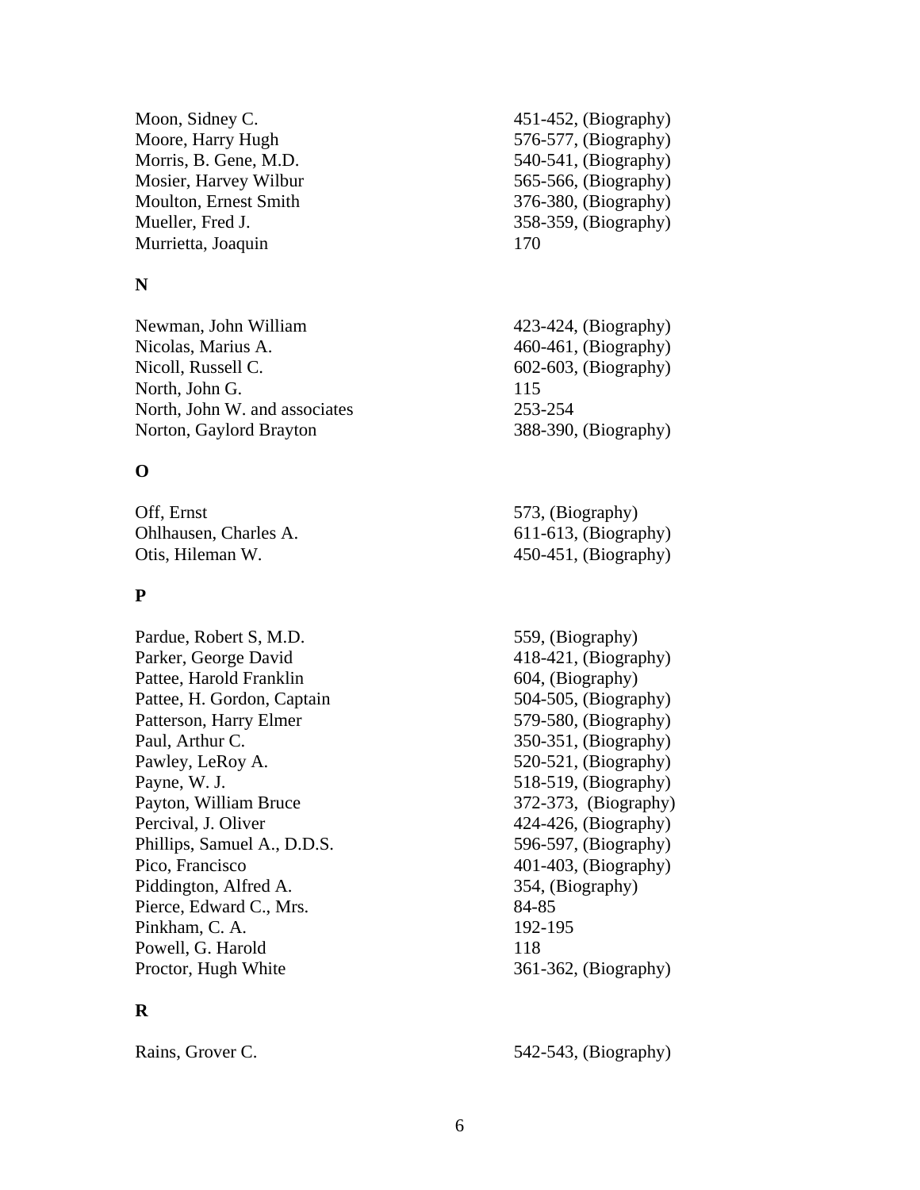| | |
|---|---|
| Moon, Sidney C. | 451-452, (Biography) |
| Moore, Harry Hugh | 576-577, (Biography) |
| Morris, B. Gene, M.D. | 540-541, (Biography) |
| Mosier, Harvey Wilbur | 565-566, (Biography) |
| Moulton, Ernest Smith | 376-380, (Biography) |
| Mueller, Fred J. | 358-359, (Biography) |
| Murrietta, Joaquin | 170 |

**N**

| | |
|---|---|
| Newman, John William | 423-424, (Biography) |
| Nicolas, Marius A. | 460-461, (Biography) |
| Nicoll, Russell C. | 602-603, (Biography) |
| North, John G. | 115 |
| North, John W. and associates | 253-254 |
| Norton, Gaylord Brayton | 388-390, (Biography) |

**O**

| | |
|---|---|
| Off, Ernst | 573, (Biography) |
| Ohlhausen, Charles A. | 611-613, (Biography) |
| Otis, Hileman W. | 450-451, (Biography) |

**P**

| | |
|---|---|
| Pardue, Robert S, M.D. | 559, (Biography) |
| Parker, George David | 418-421, (Biography) |
| Pattee, Harold Franklin | 604, (Biography) |
| Pattee, H. Gordon, Captain | 504-505, (Biography) |
| Patterson, Harry Elmer | 579-580, (Biography) |
| Paul, Arthur C. | 350-351, (Biography) |
| Pawley, LeRoy A. | 520-521, (Biography) |
| Payne, W. J. | 518-519, (Biography) |
| Payton, William Bruce | 372-373, (Biography) |
| Percival, J. Oliver | 424-426, (Biography) |
| Phillips, Samuel A., D.D.S. | 596-597, (Biography) |
| Pico, Francisco | 401-403, (Biography) |
| Piddington, Alfred A. | 354, (Biography) |
| Pierce, Edward C., Mrs. | 84-85 |
| Pinkham, C. A. | 192-195 |
| Powell, G. Harold | 118 |
| Proctor, Hugh White | 361-362, (Biography) |

**R**

| | |
|---|---|
| Rains, Grover C. | 542-543, (Biography) |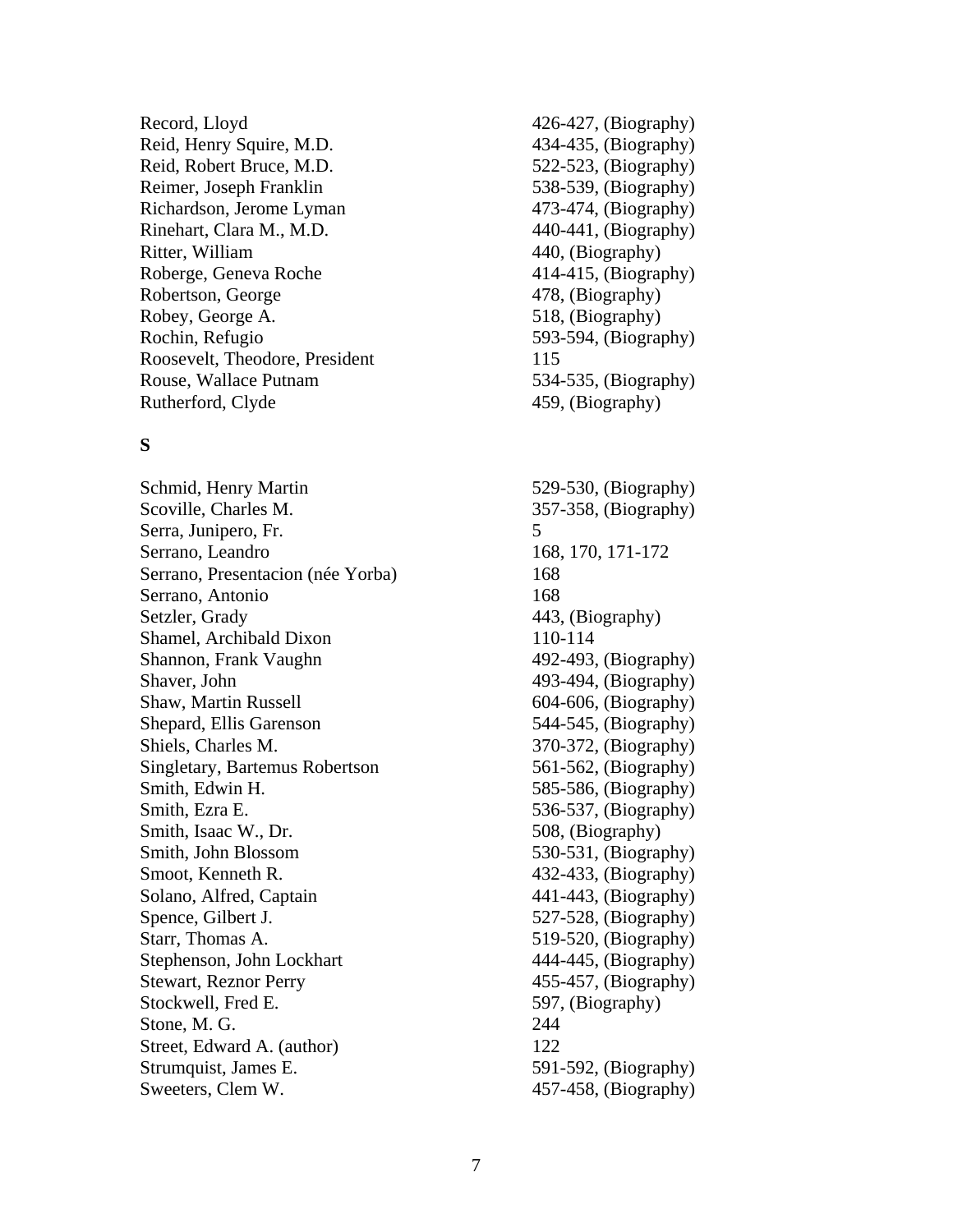Record, Lloyd 426-427, (Biography)
Reid, Henry Squire, M.D. 434-435, (Biography)
Reid, Robert Bruce, M.D. 522-523, (Biography)
Reimer, Joseph Franklin 538-539, (Biography)
Richardson, Jerome Lyman 473-474, (Biography)
Rinehart, Clara M., M.D. 440-441, (Biography)
Ritter, William 440, (Biography)
Roberge, Geneva Roche 414-415, (Biography)
Robertson, George 478, (Biography)
Robey, George A. 518, (Biography)
Rochin, Refugio 593-594, (Biography)
Roosevelt, Theodore, President 115
Rouse, Wallace Putnam 534-535, (Biography)
Rutherford, Clyde 459, (Biography)

**S**

Schmid, Henry Martin 529-530, (Biography)
Scoville, Charles M. 357-358, (Biography)
Serra, Junipero, Fr. 5
Serrano, Leandro 168, 170, 171-172
Serrano, Presentacion (née Yorba) 168
Serrano, Antonio 168
Setzler, Grady 443, (Biography)
Shamel, Archibald Dixon 110-114
Shannon, Frank Vaughn 492-493, (Biography)
Shaver, John 493-494, (Biography)
Shaw, Martin Russell 604-606, (Biography)
Shepard, Ellis Garenson 544-545, (Biography)
Shiels, Charles M. 370-372, (Biography)
Singletary, Bartemus Robertson 561-562, (Biography)
Smith, Edwin H. 585-586, (Biography)
Smith, Ezra E. 536-537, (Biography)
Smith, Isaac W., Dr. 508, (Biography)
Smith, John Blossom 530-531, (Biography)
Smoot, Kenneth R. 432-433, (Biography)
Solano, Alfred, Captain 441-443, (Biography)
Spence, Gilbert J. 527-528, (Biography)
Starr, Thomas A. 519-520, (Biography)
Stephenson, John Lockhart 444-445, (Biography)
Stewart, Reznor Perry 455-457, (Biography)
Stockwell, Fred E. 597, (Biography)
Stone, M. G. 244
Street, Edward A. (author) 122
Strumquist, James E. 591-592, (Biography)
Sweeters, Clem W. 457-458, (Biography)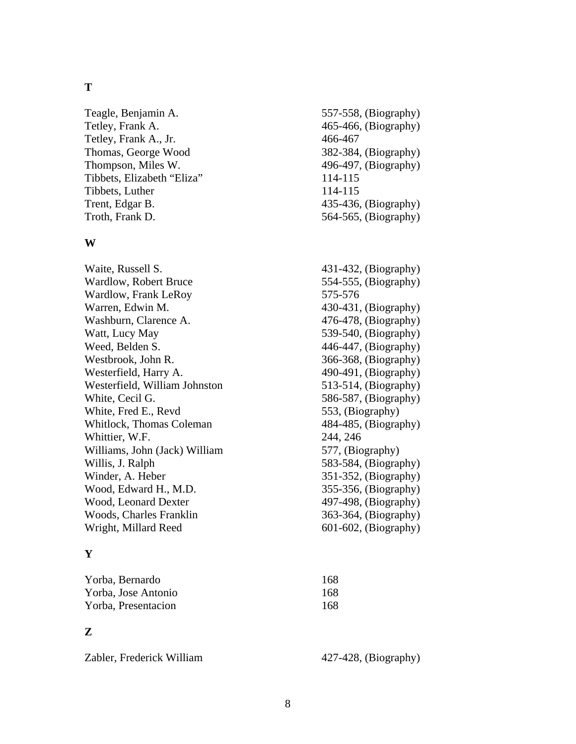## T

| | |
|---|---|
| Teagle, Benjamin A. | 557-558, (Biography) |
| Tetley, Frank A. | 465-466, (Biography) |
| Tetley, Frank A., Jr. | 466-467 |
| Thomas, George Wood | 382-384, (Biography) |
| Thompson, Miles W. | 496-497, (Biography) |
| Tibbets, Elizabeth "Eliza" | 114-115 |
| Tibbets, Luther | 114-115 |
| Trent, Edgar B. | 435-436, (Biography) |
| Troth, Frank D. | 564-565, (Biography) |

## W

| | |
|---|---|
| Waite, Russell S. | 431-432, (Biography) |
| Wardlow, Robert Bruce | 554-555, (Biography) |
| Wardlow, Frank LeRoy | 575-576 |
| Warren, Edwin M. | 430-431, (Biography) |
| Washburn, Clarence A. | 476-478, (Biography) |
| Watt, Lucy May | 539-540, (Biography) |
| Weed, Belden S. | 446-447, (Biography) |
| Westbrook, John R. | 366-368, (Biography) |
| Westerfield, Harry A. | 490-491, (Biography) |
| Westerfield, William Johnston | 513-514, (Biography) |
| White, Cecil G. | 586-587, (Biography) |
| White, Fred E., Revd | 553, (Biography) |
| Whitlock, Thomas Coleman | 484-485, (Biography) |
| Whittier, W.F. | 244, 246 |
| Williams, John (Jack) William | 577, (Biography) |
| Willis, J. Ralph | 583-584, (Biography) |
| Winder, A. Heber | 351-352, (Biography) |
| Wood, Edward H., M.D. | 355-356, (Biography) |
| Wood, Leonard Dexter | 497-498, (Biography) |
| Woods, Charles Franklin | 363-364, (Biography) |
| Wright, Millard Reed | 601-602, (Biography) |

## Y

| | |
|---|---|
| Yorba, Bernardo | 168 |
| Yorba, Jose Antonio | 168 |
| Yorba, Presentacion | 168 |

## Z

| | |
|---|---|
| Zabler, Frederick William | 427-428, (Biography) |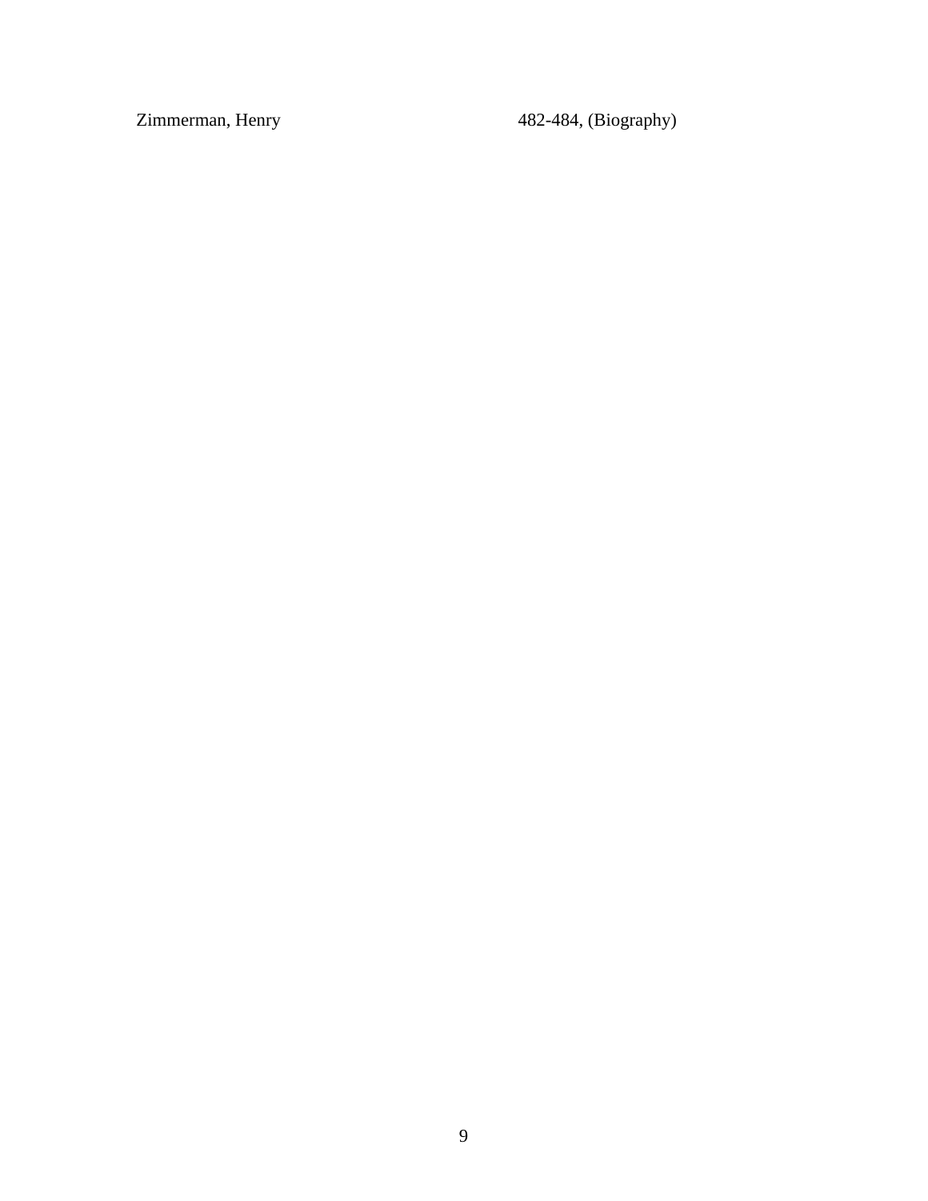| | |
|---|---|
| Zimmerman, Henry | 482-484, (Biography) |